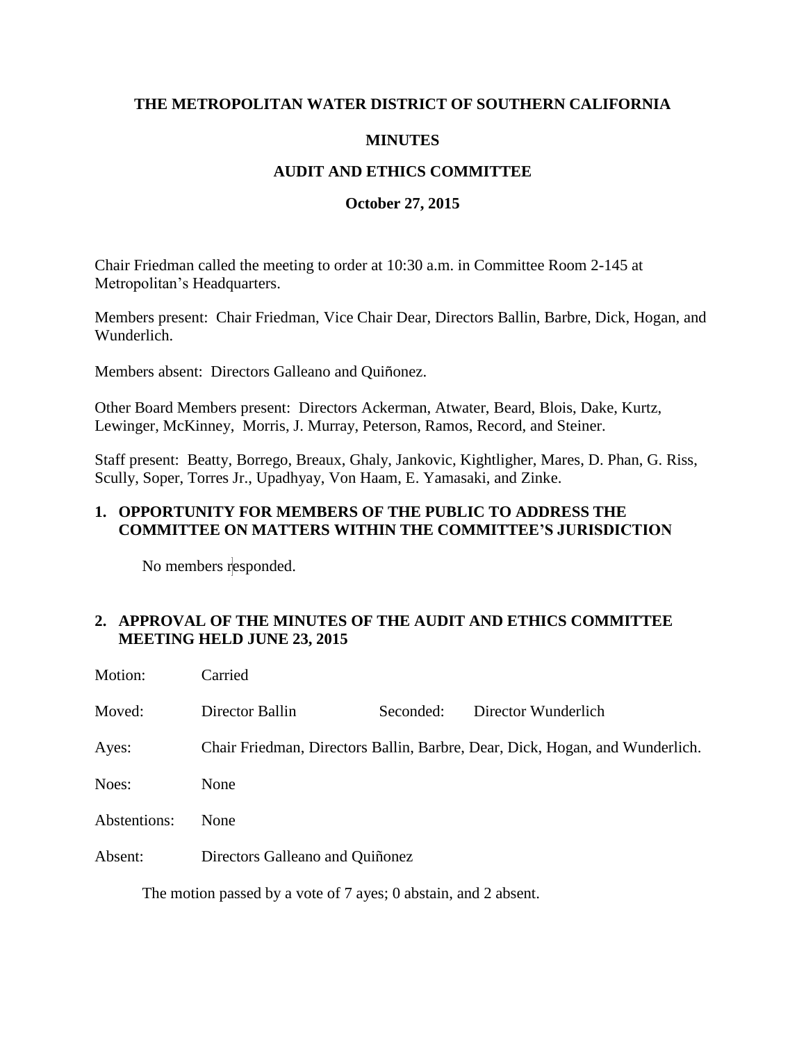# THE METROPOLITAN WATER DISTRICT OF SOUTHERN CALIFORNIA

## MINUTES

## AUDIT AND ETHICS COMMITTEE

### October 27, 2015

Chair Friedman called the meeting to order at 10:30 a.m. in Committee Room 2-145 at Metropolitan's Headquarters.

Members present: Chair Friedman, Vice Chair Dear, Directors Ballin, Barbre, Dick, Hogan, and Wunderlich.

Members absent: Directors Galleano and Quiñonez.

Other Board Members present: Directors Ackerman, Atwater, Beard, Blois, Dake, Kurtz, Lewinger, McKinney, Morris, J. Murray, Peterson, Ramos, Record, and Steiner.

Staff present: Beatty, Borrego, Breaux, Ghaly, Jankovic, Kightligher, Mares, D. Phan, G. Riss, Scully, Soper, Torres Jr., Upadhyay, Von Haam, E. Yamasaki, and Zinke.

**1. OPPORTUNITY FOR MEMBERS OF THE PUBLIC TO ADDRESS THE COMMITTEE ON MATTERS WITHIN THE COMMITTEE'S JURISDICTION**

No members responded.

**2. APPROVAL OF THE MINUTES OF THE AUDIT AND ETHICS COMMITTEE MEETING HELD JUNE 23, 2015**

Motion: Carried

Moved: Director Ballin Seconded: Director Wunderlich

Ayes: Chair Friedman, Directors Ballin, Barbre, Dear, Dick, Hogan, and Wunderlich.

Noes: None

Abstentions: None

Absent: Directors Galleano and Quiñonez

The motion passed by a vote of 7 ayes; 0 abstain, and 2 absent.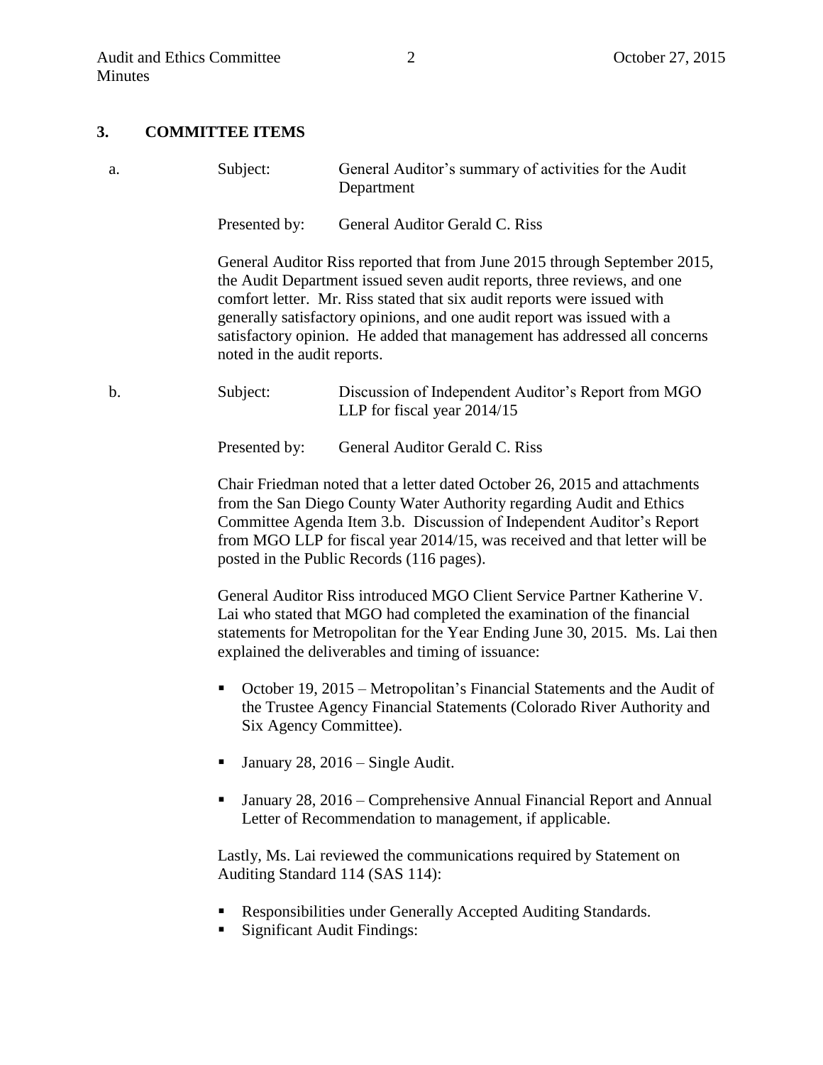## 3. COMMITTEE ITEMS

a. Subject: General Auditor's summary of activities for the Audit Department

Presented by: General Auditor Gerald C. Riss

General Auditor Riss reported that from June 2015 through September 2015, the Audit Department issued seven audit reports, three reviews, and one comfort letter. Mr. Riss stated that six audit reports were issued with generally satisfactory opinions, and one audit report was issued with a satisfactory opinion. He added that management has addressed all concerns noted in the audit reports.

b. Subject: Discussion of Independent Auditor's Report from MGO LLP for fiscal year 2014/15

Presented by: General Auditor Gerald C. Riss

Chair Friedman noted that a letter dated October 26, 2015 and attachments from the San Diego County Water Authority regarding Audit and Ethics Committee Agenda Item 3.b. Discussion of Independent Auditor's Report from MGO LLP for fiscal year 2014/15, was received and that letter will be posted in the Public Records (116 pages).

General Auditor Riss introduced MGO Client Service Partner Katherine V. Lai who stated that MGO had completed the examination of the financial statements for Metropolitan for the Year Ending June 30, 2015. Ms. Lai then explained the deliverables and timing of issuance:

- October 19, 2015 – Metropolitan's Financial Statements and the Audit of the Trustee Agency Financial Statements (Colorado River Authority and Six Agency Committee).
- January 28, 2016 – Single Audit.
- January 28, 2016 – Comprehensive Annual Financial Report and Annual Letter of Recommendation to management, if applicable.

Lastly, Ms. Lai reviewed the communications required by Statement on Auditing Standard 114 (SAS 114):

- Responsibilities under Generally Accepted Auditing Standards.
- Significant Audit Findings: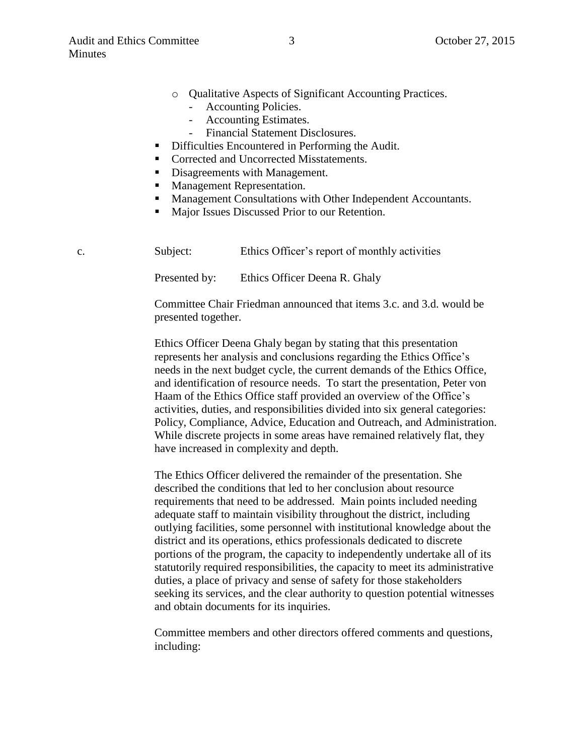- Qualitative Aspects of Significant Accounting Practices.
  - Accounting Policies.
  - Accounting Estimates.
  - Financial Statement Disclosures.
- Difficulties Encountered in Performing the Audit.
- Corrected and Uncorrected Misstatements.
- Disagreements with Management.
- Management Representation.
- Management Consultations with Other Independent Accountants.
- Major Issues Discussed Prior to our Retention.

c. Subject: Ethics Officer's report of monthly activities

Presented by: Ethics Officer Deena R. Ghaly

Committee Chair Friedman announced that items 3.c. and 3.d. would be presented together.

Ethics Officer Deena Ghaly began by stating that this presentation represents her analysis and conclusions regarding the Ethics Office's needs in the next budget cycle, the current demands of the Ethics Office, and identification of resource needs. To start the presentation, Peter von Haam of the Ethics Office staff provided an overview of the Office's activities, duties, and responsibilities divided into six general categories: Policy, Compliance, Advice, Education and Outreach, and Administration. While discrete projects in some areas have remained relatively flat, they have increased in complexity and depth.

The Ethics Officer delivered the remainder of the presentation. She described the conditions that led to her conclusion about resource requirements that need to be addressed. Main points included needing adequate staff to maintain visibility throughout the district, including outlying facilities, some personnel with institutional knowledge about the district and its operations, ethics professionals dedicated to discrete portions of the program, the capacity to independently undertake all of its statutorily required responsibilities, the capacity to meet its administrative duties, a place of privacy and sense of safety for those stakeholders seeking its services, and the clear authority to question potential witnesses and obtain documents for its inquiries.

Committee members and other directors offered comments and questions, including: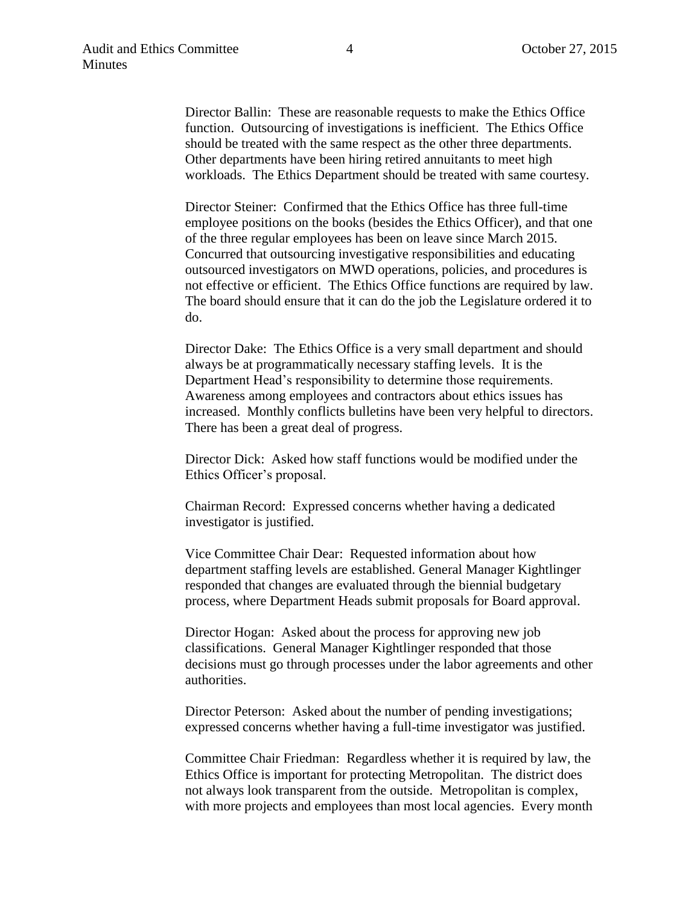Director Ballin: These are reasonable requests to make the Ethics Office function. Outsourcing of investigations is inefficient. The Ethics Office should be treated with the same respect as the other three departments. Other departments have been hiring retired annuitants to meet high workloads. The Ethics Department should be treated with same courtesy.

Director Steiner: Confirmed that the Ethics Office has three full-time employee positions on the books (besides the Ethics Officer), and that one of the three regular employees has been on leave since March 2015. Concurred that outsourcing investigative responsibilities and educating outsourced investigators on MWD operations, policies, and procedures is not effective or efficient. The Ethics Office functions are required by law. The board should ensure that it can do the job the Legislature ordered it to do.

Director Dake: The Ethics Office is a very small department and should always be at programmatically necessary staffing levels. It is the Department Head's responsibility to determine those requirements. Awareness among employees and contractors about ethics issues has increased. Monthly conflicts bulletins have been very helpful to directors. There has been a great deal of progress.

Director Dick: Asked how staff functions would be modified under the Ethics Officer's proposal.

Chairman Record: Expressed concerns whether having a dedicated investigator is justified.

Vice Committee Chair Dear: Requested information about how department staffing levels are established. General Manager Kightlinger responded that changes are evaluated through the biennial budgetary process, where Department Heads submit proposals for Board approval.

Director Hogan: Asked about the process for approving new job classifications. General Manager Kightlinger responded that those decisions must go through processes under the labor agreements and other authorities.

Director Peterson: Asked about the number of pending investigations; expressed concerns whether having a full-time investigator was justified.

Committee Chair Friedman: Regardless whether it is required by law, the Ethics Office is important for protecting Metropolitan. The district does not always look transparent from the outside. Metropolitan is complex, with more projects and employees than most local agencies. Every month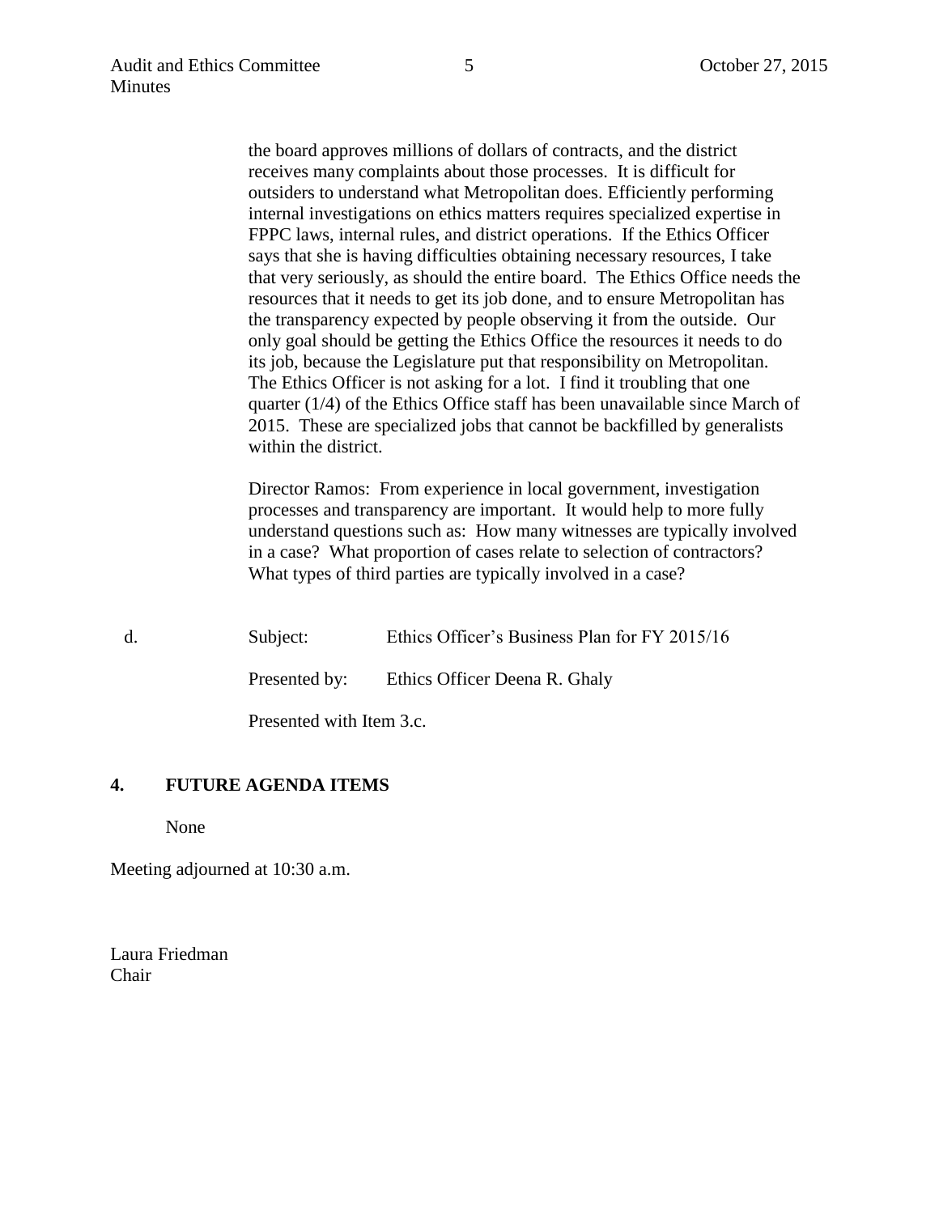the board approves millions of dollars of contracts, and the district receives many complaints about those processes. It is difficult for outsiders to understand what Metropolitan does. Efficiently performing internal investigations on ethics matters requires specialized expertise in FPPC laws, internal rules, and district operations. If the Ethics Officer says that she is having difficulties obtaining necessary resources, I take that very seriously, as should the entire board. The Ethics Office needs the resources that it needs to get its job done, and to ensure Metropolitan has the transparency expected by people observing it from the outside. Our only goal should be getting the Ethics Office the resources it needs to do its job, because the Legislature put that responsibility on Metropolitan. The Ethics Officer is not asking for a lot. I find it troubling that one quarter (1/4) of the Ethics Office staff has been unavailable since March of 2015. These are specialized jobs that cannot be backfilled by generalists within the district.

Director Ramos: From experience in local government, investigation processes and transparency are important. It would help to more fully understand questions such as: How many witnesses are typically involved in a case? What proportion of cases relate to selection of contractors? What types of third parties are typically involved in a case?

d. Subject: Ethics Officer's Business Plan for FY 2015/16

Presented by: Ethics Officer Deena R. Ghaly

Presented with Item 3.c.

**4. FUTURE AGENDA ITEMS**

None

Meeting adjourned at 10:30 a.m.

Laura Friedman
Chair